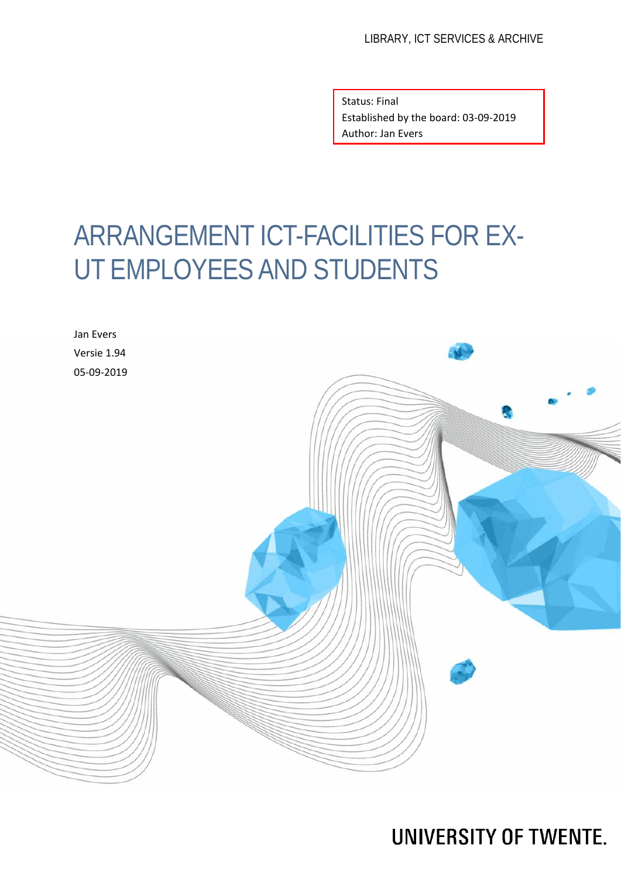LIBRARY, ICT SERVICES & ARCHIVE

Status: Final
Established by the board: 03-09-2019
Author: Jan Evers

# ARRANGEMENT ICT-FACILITIES FOR EX-UT EMPLOYEES AND STUDENTS

Jan Evers
Versie 1.94
05-09-2019

UNIVERSITY OF TWENTE.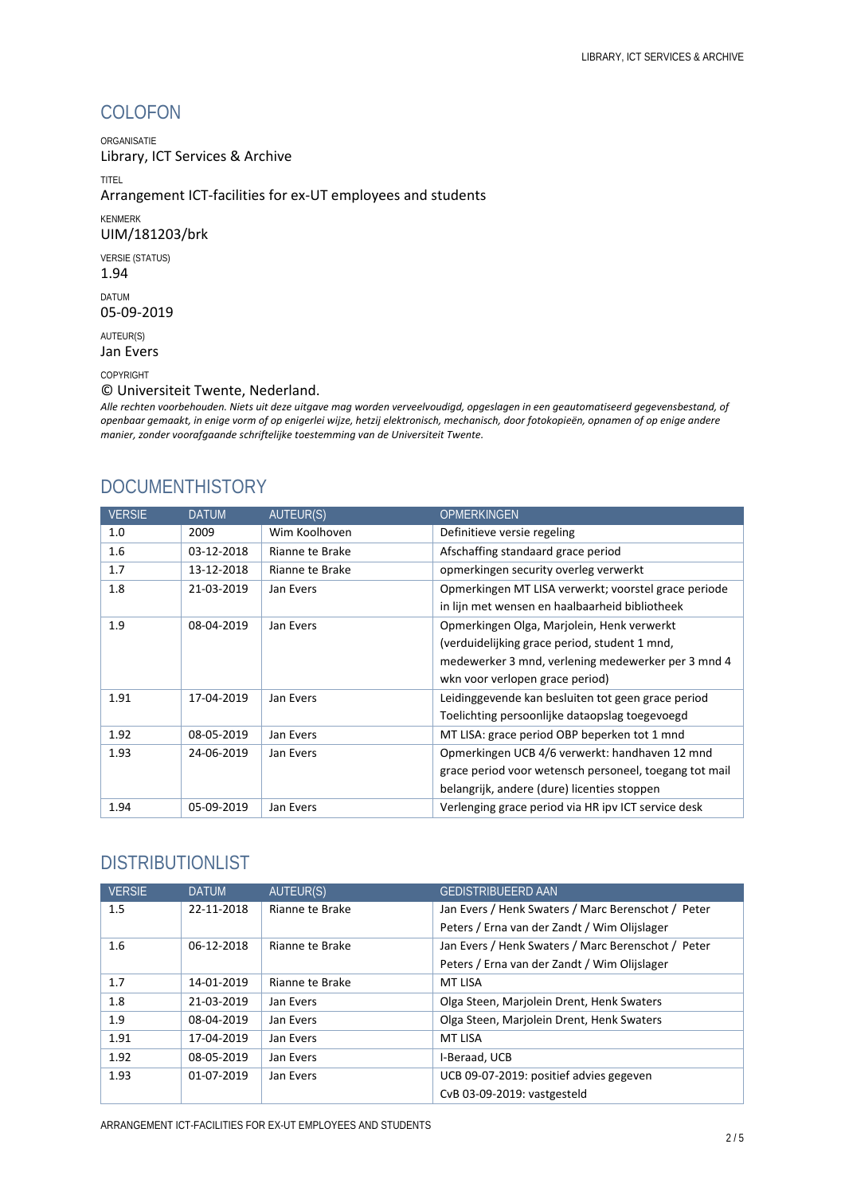## COLOFON

ORGANISATIE
Library, ICT Services & Archive

TITEL
Arrangement ICT-facilities for ex-UT employees and students

KENMERK
UIM/181203/brk

VERSIE (STATUS)
1.94

DATUM
05-09-2019

AUTEUR(S)
Jan Evers

COPYRIGHT
© Universiteit Twente, Nederland.
*Alle rechten voorbehouden. Niets uit deze uitgave mag worden verveelvoudigd, opgeslagen in een geautomatiseerd gegevensbestand, of openbaar gemaakt, in enige vorm of op enigerlei wijze, hetzij elektronisch, mechanisch, door fotokopieën, opnamen of op enige andere manier, zonder voorafgaande schriftelijke toestemming van de Universiteit Twente.*

## DOCUMENTHISTORY

| VERSIE | DATUM | AUTEUR(S) | OPMERKINGEN |
|---|---|---|---|
| 1.0 | 2009 | Wim Koolhoven | Definitieve versie regeling |
| 1.6 | 03-12-2018 | Rianne te Brake | Afschaffing standaard grace period |
| 1.7 | 13-12-2018 | Rianne te Brake | opmerkingen security overleg verwerkt |
| 1.8 | 21-03-2019 | Jan Evers | Opmerkingen MT LISA verwerkt; voorstel grace periode in lijn met wensen en haalbaarheid bibliotheek |
| 1.9 | 08-04-2019 | Jan Evers | Opmerkingen Olga, Marjolein, Henk verwerkt (verduidelijking grace period, student 1 mnd, medewerker 3 mnd, verlening medewerker per 3 mnd 4 wkn voor verlopen grace period) |
| 1.91 | 17-04-2019 | Jan Evers | Leidinggevende kan besluiten tot geen grace period Toelichting persoonlijke dataopslag toegevoegd |
| 1.92 | 08-05-2019 | Jan Evers | MT LISA: grace period OBP beperken tot 1 mnd |
| 1.93 | 24-06-2019 | Jan Evers | Opmerkingen UCB 4/6 verwerkt: handhaven 12 mnd grace period voor wetensch personeel, toegang tot mail belangrijk, andere (dure) licenties stoppen |
| 1.94 | 05-09-2019 | Jan Evers | Verlenging grace period via HR ipv ICT service desk |

## DISTRIBUTIONLIST

| VERSIE | DATUM | AUTEUR(S) | GEDISTRIBUEERD AAN |
|---|---|---|---|
| 1.5 | 22-11-2018 | Rianne te Brake | Jan Evers / Henk Swaters / Marc Berenschot / Peter Peters / Erna van der Zandt / Wim Olijslager |
| 1.6 | 06-12-2018 | Rianne te Brake | Jan Evers / Henk Swaters / Marc Berenschot / Peter Peters / Erna van der Zandt / Wim Olijslager |
| 1.7 | 14-01-2019 | Rianne te Brake | MT LISA |
| 1.8 | 21-03-2019 | Jan Evers | Olga Steen, Marjolein Drent, Henk Swaters |
| 1.9 | 08-04-2019 | Jan Evers | Olga Steen, Marjolein Drent, Henk Swaters |
| 1.91 | 17-04-2019 | Jan Evers | MT LISA |
| 1.92 | 08-05-2019 | Jan Evers | I-Beraad, UCB |
| 1.93 | 01-07-2019 | Jan Evers | UCB 09-07-2019: positief advies gegeven CvB 03-09-2019: vastgesteld |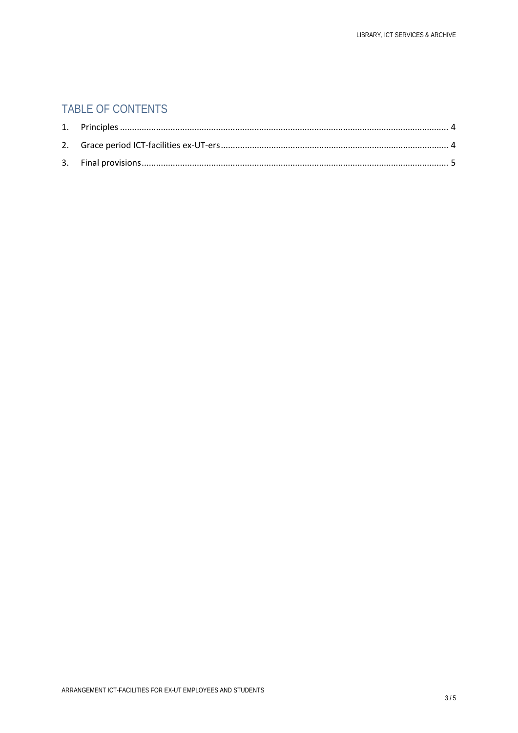## TABLE OF CONTENTS

1. Principles .................................................................................................................................... 4
2. Grace period ICT-facilities ex-UT-ers ............................................................................................ 4
3. Final provisions ............................................................................................................................ 5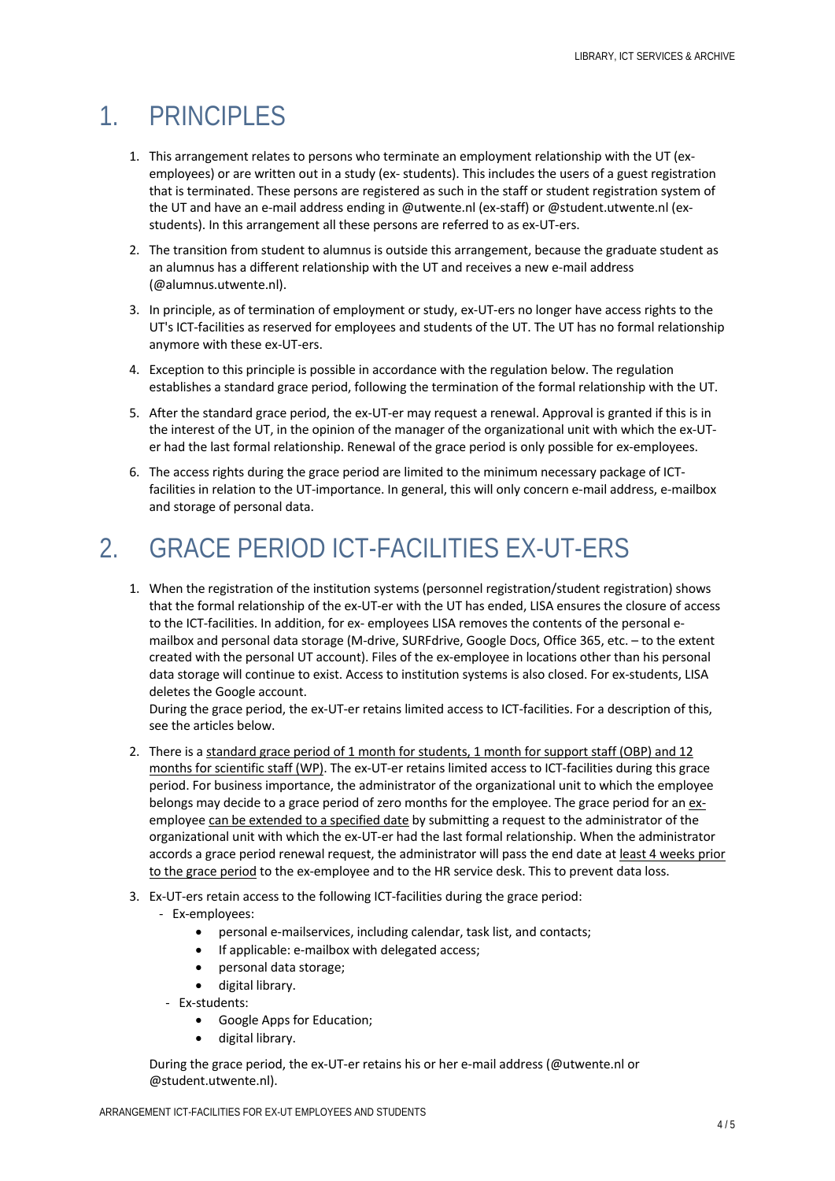# 1. PRINCIPLES

1. This arrangement relates to persons who terminate an employment relationship with the UT (ex-employees) or are written out in a study (ex- students). This includes the users of a guest registration that is terminated. These persons are registered as such in the staff or student registration system of the UT and have an e-mail address ending in @utwente.nl (ex-staff) or @student.utwente.nl (ex-students). In this arrangement all these persons are referred to as ex-UT-ers.
2. The transition from student to alumnus is outside this arrangement, because the graduate student as an alumnus has a different relationship with the UT and receives a new e-mail address (@alumnus.utwente.nl).
3. In principle, as of termination of employment or study, ex-UT-ers no longer have access rights to the UT's ICT-facilities as reserved for employees and students of the UT. The UT has no formal relationship anymore with these ex-UT-ers.
4. Exception to this principle is possible in accordance with the regulation below. The regulation establishes a standard grace period, following the termination of the formal relationship with the UT.
5. After the standard grace period, the ex-UT-er may request a renewal. Approval is granted if this is in the interest of the UT, in the opinion of the manager of the organizational unit with which the ex-UT-er had the last formal relationship. Renewal of the grace period is only possible for ex-employees.
6. The access rights during the grace period are limited to the minimum necessary package of ICT-facilities in relation to the UT-importance. In general, this will only concern e-mail address, e-mailbox and storage of personal data.

# 2. GRACE PERIOD ICT-FACILITIES EX-UT-ERS

1. When the registration of the institution systems (personnel registration/student registration) shows that the formal relationship of the ex-UT-er with the UT has ended, LISA ensures the closure of access to the ICT-facilities. In addition, for ex- employees LISA removes the contents of the personal e-mailbox and personal data storage (M-drive, SURFdrive, Google Docs, Office 365, etc. – to the extent created with the personal UT account). Files of the ex-employee in locations other than his personal data storage will continue to exist. Access to institution systems is also closed. For ex-students, LISA deletes the Google account.

   During the grace period, the ex-UT-er retains limited access to ICT-facilities. For a description of this, see the articles below.
2. There is a <u>standard grace period of 1 month for students, 1 month for support staff (OBP) and 12 months for scientific staff (WP)</u>. The ex-UT-er retains limited access to ICT-facilities during this grace period. For business importance, the administrator of the organizational unit to which the employee belongs may decide to a grace period of zero months for the employee. The grace period for an <u>ex-employee</u> <u>can be extended to a specified date</u> by submitting a request to the administrator of the organizational unit with which the ex-UT-er had the last formal relationship. When the administrator accords a grace period renewal request, the administrator will pass the end date at <u>least 4 weeks prior to the grace period</u> to the ex-employee and to the HR service desk. This to prevent data loss.
3. Ex-UT-ers retain access to the following ICT-facilities during the grace period:
   - Ex-employees:
     - personal e-mailservices, including calendar, task list, and contacts;
     - If applicable: e-mailbox with delegated access;
     - personal data storage;
     - digital library.
   - Ex-students:
     - Google Apps for Education;
     - digital library.

   During the grace period, the ex-UT-er retains his or her e-mail address (@utwente.nl or @student.utwente.nl).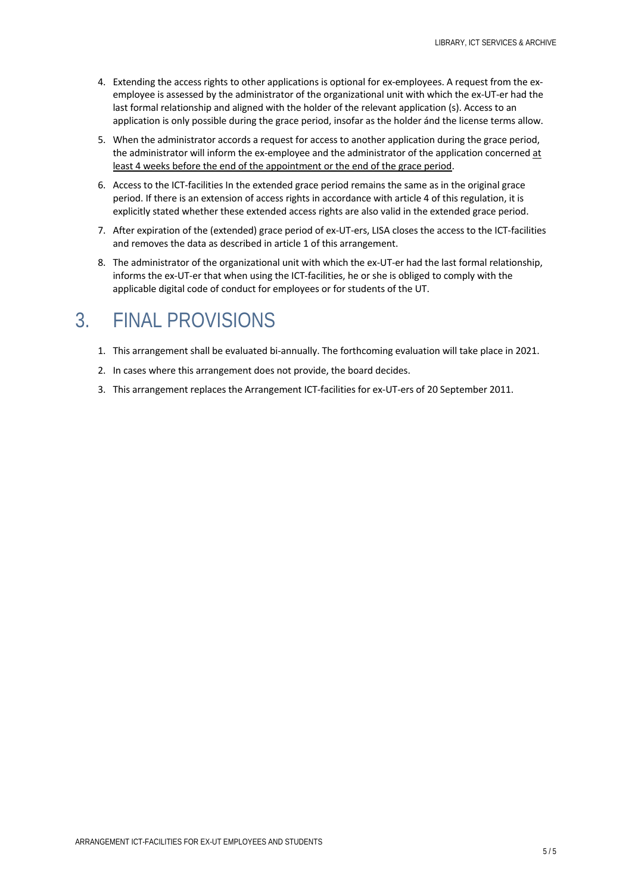4. Extending the access rights to other applications is optional for ex-employees. A request from the ex-employee is assessed by the administrator of the organizational unit with which the ex-UT-er had the last formal relationship and aligned with the holder of the relevant application (s). Access to an application is only possible during the grace period, insofar as the holder ánd the license terms allow.
5. When the administrator accords a request for access to another application during the grace period, the administrator will inform the ex-employee and the administrator of the application concerned <u>at least 4 weeks before the end of the appointment or the end of the grace period</u>.
6. Access to the ICT-facilities In the extended grace period remains the same as in the original grace period. If there is an extension of access rights in accordance with article 4 of this regulation, it is explicitly stated whether these extended access rights are also valid in the extended grace period.
7. After expiration of the (extended) grace period of ex-UT-ers, LISA closes the access to the ICT-facilities and removes the data as described in article 1 of this arrangement.
8. The administrator of the organizational unit with which the ex-UT-er had the last formal relationship, informs the ex-UT-er that when using the ICT-facilities, he or she is obliged to comply with the applicable digital code of conduct for employees or for students of the UT.

# 3. FINAL PROVISIONS

1. This arrangement shall be evaluated bi-annually. The forthcoming evaluation will take place in 2021.
2. In cases where this arrangement does not provide, the board decides.
3. This arrangement replaces the Arrangement ICT-facilities for ex-UT-ers of 20 September 2011.